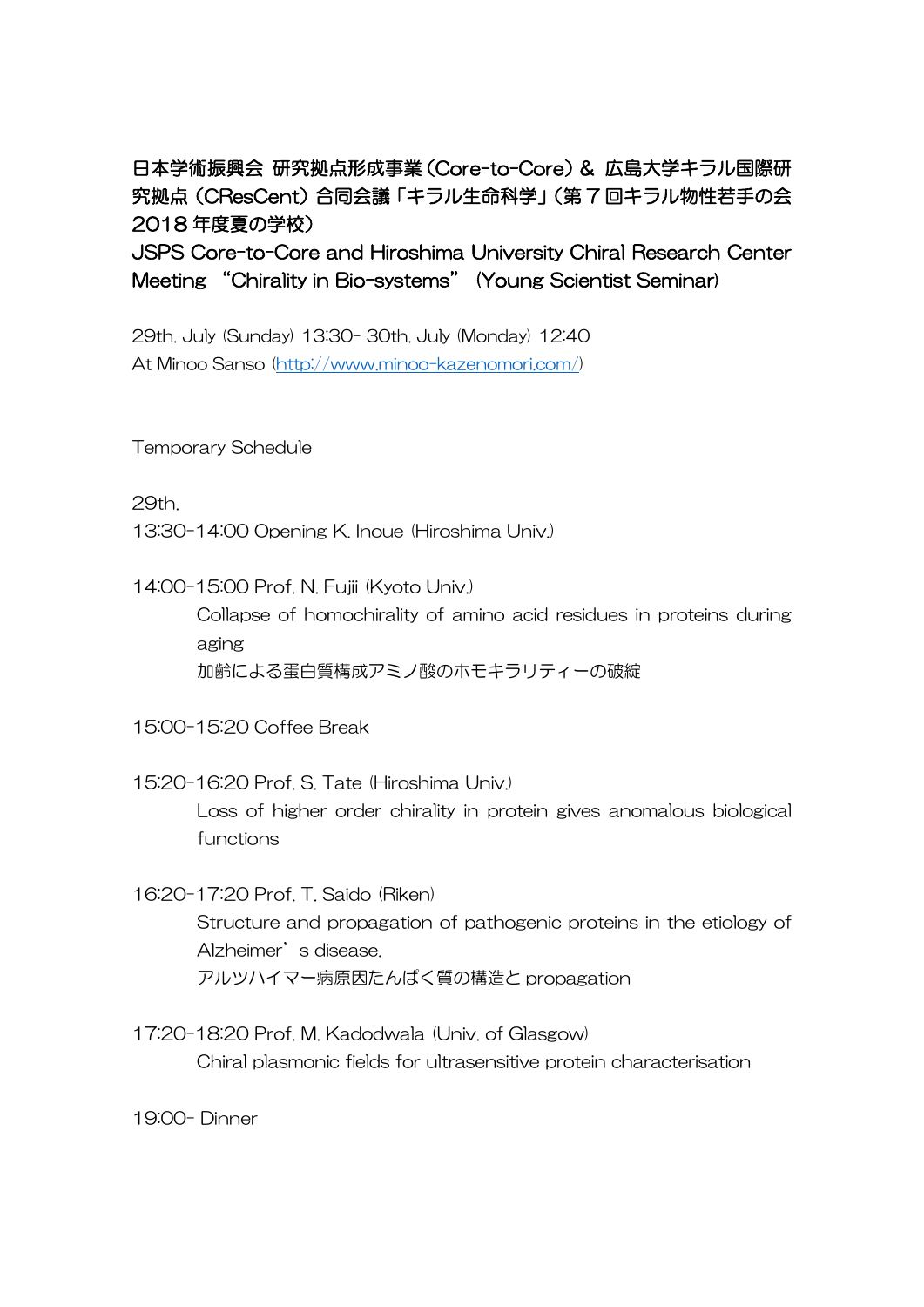# 日本学術振興会 研究拠点形成事業（Core-to-Core）& 広島大学キラル国際研究拠点（CResCent）合同会議「キラル生命科学」（第７回キラル物性若手の会 2018 年度夏の学校）

# JSPS Core-to-Core and Hiroshima University Chiral Research Center Meeting “Chirality in Bio-systems” (Young Scientist Seminar)

29th. July (Sunday) 13:30- 30th. July (Monday) 12:40
At Minoo Sanso (http://www.minoo-kazenomori.com/)

Temporary Schedule

29th.
13:30-14:00 Opening K. Inoue (Hiroshima Univ.)

14:00-15:00 Prof. N. Fujii (Kyoto Univ.)
Collapse of homochirality of amino acid residues in proteins during aging
加齢による蛋白質構成アミノ酸のホモキラリティーの破綻

15:00-15:20 Coffee Break

15:20-16:20 Prof. S. Tate (Hiroshima Univ.)
Loss of higher order chirality in protein gives anomalous biological functions

16:20-17:20 Prof. T. Saido (Riken)
Structure and propagation of pathogenic proteins in the etiology of Alzheimer’s disease.
アルツハイマー病原因たんぱく質の構造と propagation

17:20-18:20 Prof. M. Kadodwala (Univ. of Glasgow)
Chiral plasmonic fields for ultrasensitive protein characterisation

19:00- Dinner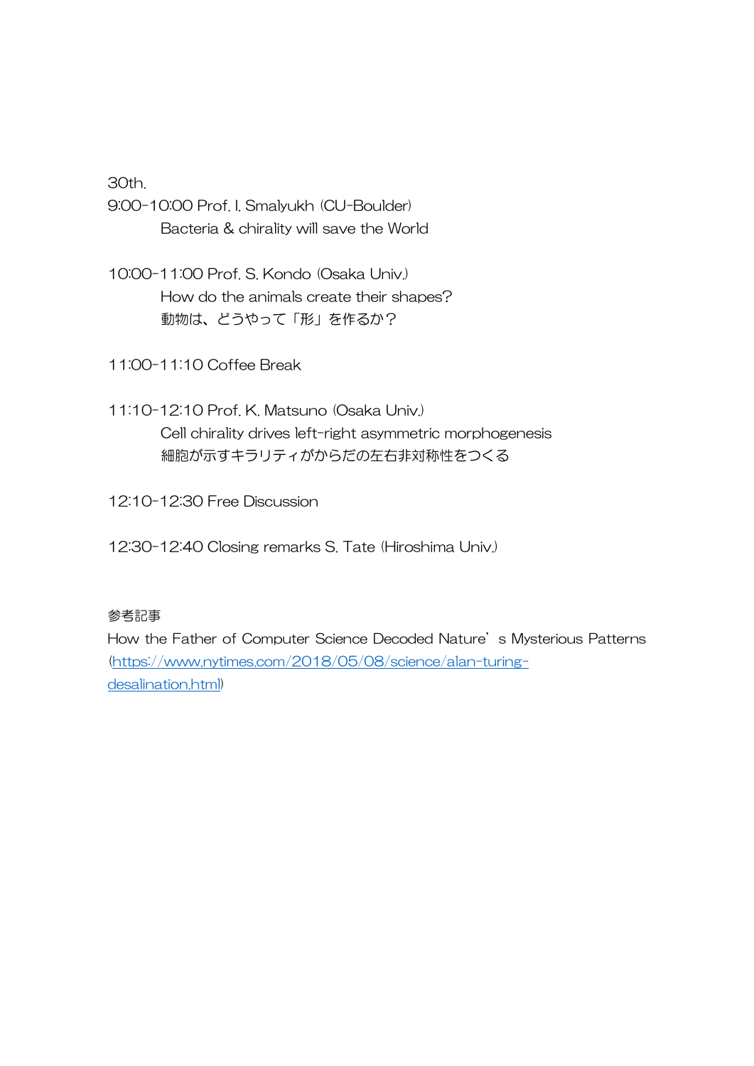30th.

9:00-10:00 Prof. I. Smalyukh (CU-Boulder)
Bacteria & chirality will save the World

10:00-11:00 Prof. S. Kondo (Osaka Univ.)
How do the animals create their shapes?
動物は、どうやって「形」を作るか？

11:00-11:10 Coffee Break

11:10-12:10 Prof. K. Matsuno (Osaka Univ.)
Cell chirality drives left-right asymmetric morphogenesis
細胞が示すキラリティがからだの左右非対称性をつくる

12:10-12:30 Free Discussion

12:30-12:40 Closing remarks S. Tate (Hiroshima Univ.)

参考記事
How the Father of Computer Science Decoded Nature's Mysterious Patterns
(https://www.nytimes.com/2018/05/08/science/alan-turing-desalination.html)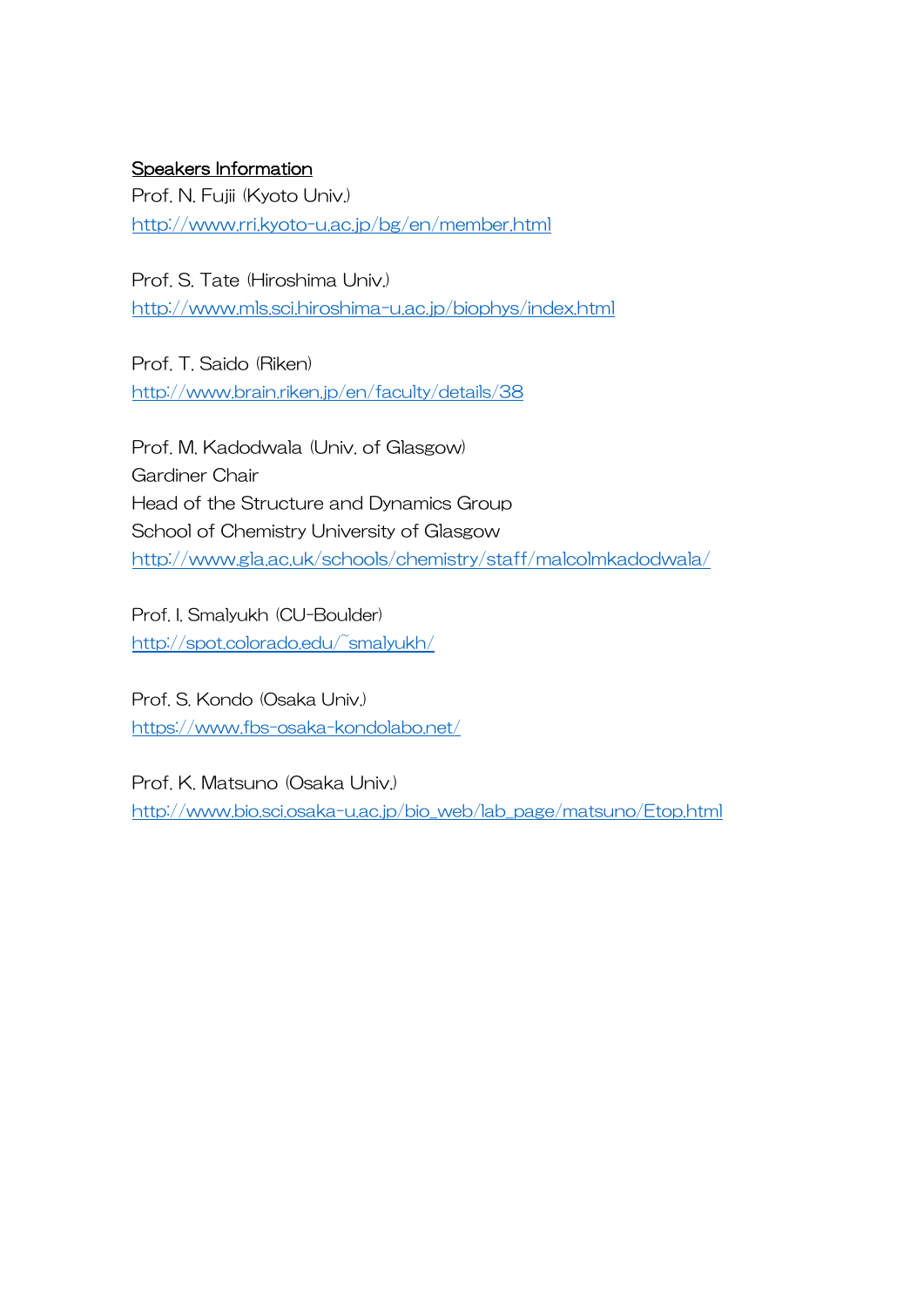Speakers Information

Prof. N. Fujii (Kyoto Univ.)
http://www.rri.kyoto-u.ac.jp/bg/en/member.html

Prof. S. Tate (Hiroshima Univ.)
http://www.mls.sci.hiroshima-u.ac.jp/biophys/index.html

Prof. T. Saido (Riken)
http://www.brain.riken.jp/en/faculty/details/38

Prof. M. Kadodwala (Univ. of Glasgow)
Gardiner Chair
Head of the Structure and Dynamics Group
School of Chemistry University of Glasgow
http://www.gla.ac.uk/schools/chemistry/staff/malcolmkadodwala/

Prof. I. Smalyukh (CU-Boulder)
http://spot.colorado.edu/~smalyukh/

Prof. S. Kondo (Osaka Univ.)
https://www.fbs-osaka-kondolabo.net/

Prof. K. Matsuno (Osaka Univ.)
http://www.bio.sci.osaka-u.ac.jp/bio_web/lab_page/matsuno/Etop.html